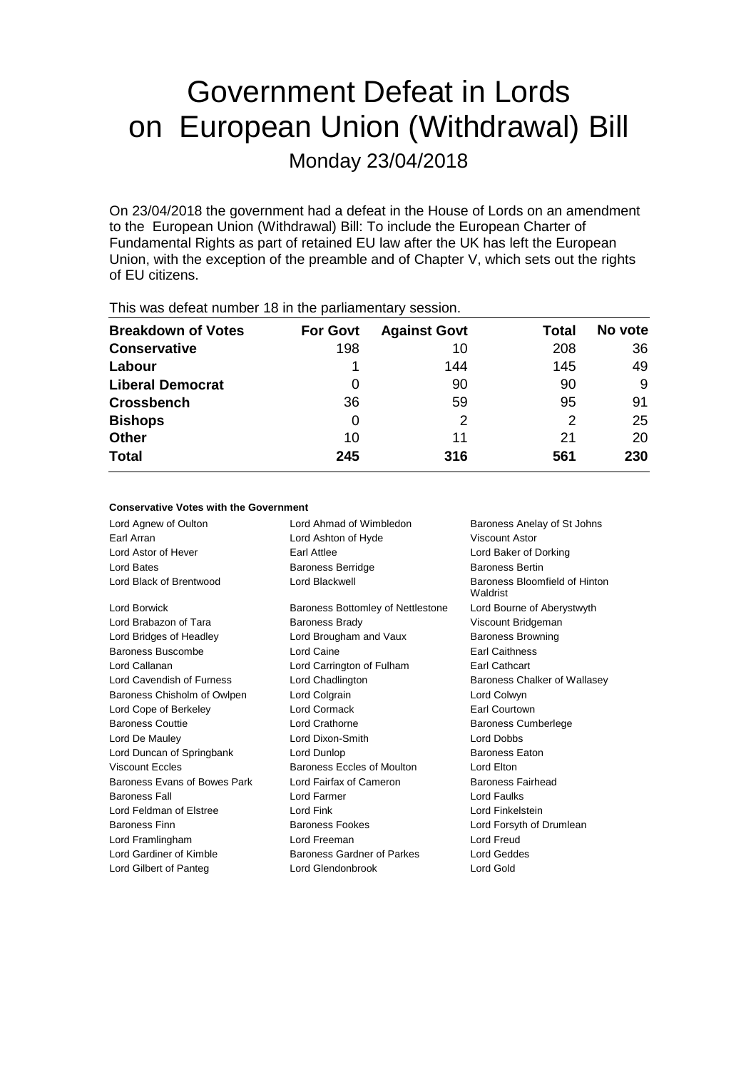# Government Defeat in Lords on European Union (Withdrawal) Bill

Monday 23/04/2018

On 23/04/2018 the government had a defeat in the House of Lords on an amendment to the European Union (Withdrawal) Bill: To include the European Charter of Fundamental Rights as part of retained EU law after the UK has left the European Union, with the exception of the preamble and of Chapter V, which sets out the rights of EU citizens.

This was defeat number 18 in the parliamentary session.

| Breakdown of Votes | For Govt | Against Govt | Total | No vote |
| --- | --- | --- | --- | --- |
| **Conservative** | 198 | 10 | 208 | 36 |
| **Labour** | 1 | 144 | 145 | 49 |
| **Liberal Democrat** | 0 | 90 | 90 | 9 |
| **Crossbench** | 36 | 59 | 95 | 91 |
| **Bishops** | 0 | 2 | 2 | 25 |
| **Other** | 10 | 11 | 21 | 20 |
| **Total** | **245** | **316** | **561** | **230** |

#### Conservative Votes with the Government

| | | |
| --- | --- | --- |
| Lord Agnew of Oulton | Lord Ahmad of Wimbledon | Baroness Anelay of St Johns |
| Earl Arran | Lord Ashton of Hyde | Viscount Astor |
| Lord Astor of Hever | Earl Attlee | Lord Baker of Dorking |
| Lord Bates | Baroness Berridge | Baroness Bertin |
| Lord Black of Brentwood | Lord Blackwell | Baroness Bloomfield of Hinton Waldrist |
| Lord Borwick | Baroness Bottomley of Nettlestone | Lord Bourne of Aberystwyth |
| Lord Brabazon of Tara | Baroness Brady | Viscount Bridgeman |
| Lord Bridges of Headley | Lord Brougham and Vaux | Baroness Browning |
| Baroness Buscombe | Lord Caine | Earl Caithness |
| Lord Callanan | Lord Carrington of Fulham | Earl Cathcart |
| Lord Cavendish of Furness | Lord Chadlington | Baroness Chalker of Wallasey |
| Baroness Chisholm of Owlpen | Lord Colgrain | Lord Colwyn |
| Lord Cope of Berkeley | Lord Cormack | Earl Courtown |
| Baroness Couttie | Lord Crathorne | Baroness Cumberlege |
| Lord De Mauley | Lord Dixon-Smith | Lord Dobbs |
| Lord Duncan of Springbank | Lord Dunlop | Baroness Eaton |
| Viscount Eccles | Baroness Eccles of Moulton | Lord Elton |
| Baroness Evans of Bowes Park | Lord Fairfax of Cameron | Baroness Fairhead |
| Baroness Fall | Lord Farmer | Lord Faulks |
| Lord Feldman of Elstree | Lord Fink | Lord Finkelstein |
| Baroness Finn | Baroness Fookes | Lord Forsyth of Drumlean |
| Lord Framlingham | Lord Freeman | Lord Freud |
| Lord Gardiner of Kimble | Baroness Gardner of Parkes | Lord Geddes |
| Lord Gilbert of Panteg | Lord Glendonbrook | Lord Gold |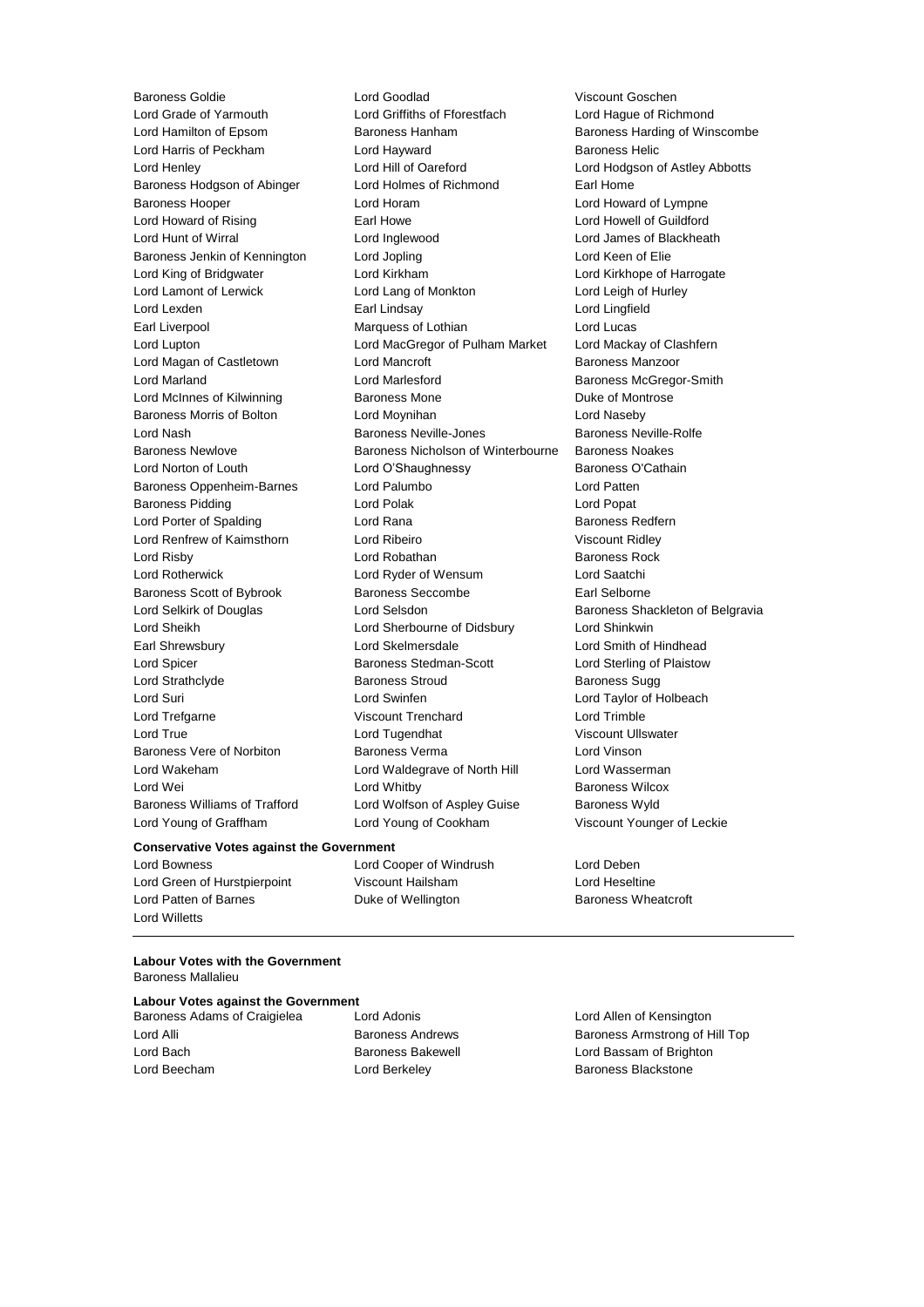Baroness Goldie
Lord Goodlad
Viscount Goschen
Lord Grade of Yarmouth
Lord Griffiths of Fforestfach
Lord Hague of Richmond
Lord Hamilton of Epsom
Baroness Hanham
Baroness Harding of Winscombe
Lord Harris of Peckham
Lord Hayward
Baroness Helic
Lord Henley
Lord Hill of Oareford
Lord Hodgson of Astley Abbotts
Baroness Hodgson of Abinger
Lord Holmes of Richmond
Earl Home
Baroness Hooper
Lord Horam
Lord Howard of Lympne
Lord Howard of Rising
Earl Howe
Lord Howell of Guildford
Lord Hunt of Wirral
Lord Inglewood
Lord James of Blackheath
Baroness Jenkin of Kennington
Lord Jopling
Lord Keen of Elie
Lord King of Bridgwater
Lord Kirkham
Lord Kirkhope of Harrogate
Lord Lamont of Lerwick
Lord Lang of Monkton
Lord Leigh of Hurley
Lord Lexden
Earl Lindsay
Lord Lingfield
Earl Liverpool
Marquess of Lothian
Lord Lucas
Lord Lupton
Lord MacGregor of Pulham Market
Lord Mackay of Clashfern
Lord Magan of Castletown
Lord Mancroft
Baroness Manzoor
Lord Marland
Lord Marlesford
Baroness McGregor-Smith
Lord McInnes of Kilwinning
Baroness Mone
Duke of Montrose
Baroness Morris of Bolton
Lord Moynihan
Lord Naseby
Lord Nash
Baroness Neville-Jones
Baroness Neville-Rolfe
Baroness Newlove
Baroness Nicholson of Winterbourne
Baroness Noakes
Lord Norton of Louth
Lord O'Shaughnessy
Baroness O'Cathain
Baroness Oppenheim-Barnes
Lord Palumbo
Lord Patten
Baroness Pidding
Lord Polak
Lord Popat
Lord Porter of Spalding
Lord Rana
Baroness Redfern
Lord Renfrew of Kaimsthorn
Lord Ribeiro
Viscount Ridley
Lord Risby
Lord Robathan
Baroness Rock
Lord Rotherwick
Lord Ryder of Wensum
Lord Saatchi
Baroness Scott of Bybrook
Baroness Seccombe
Earl Selborne
Lord Selkirk of Douglas
Lord Selsdon
Baroness Shackleton of Belgravia
Lord Sheikh
Lord Sherbourne of Didsbury
Lord Shinkwin
Earl Shrewsbury
Lord Skelmersdale
Lord Smith of Hindhead
Lord Spicer
Baroness Stedman-Scott
Lord Sterling of Plaistow
Lord Strathclyde
Baroness Stroud
Baroness Sugg
Lord Suri
Lord Swinfen
Lord Taylor of Holbeach
Lord Trefgarne
Viscount Trenchard
Lord Trimble
Lord True
Lord Tugendhat
Viscount Ullswater
Baroness Vere of Norbiton
Baroness Verma
Lord Vinson
Lord Wakeham
Lord Waldegrave of North Hill
Lord Wasserman
Lord Wei
Lord Whitby
Baroness Wilcox
Baroness Williams of Trafford
Lord Wolfson of Aspley Guise
Baroness Wyld
Lord Young of Graffham
Lord Young of Cookham
Viscount Younger of Leckie

**Conservative Votes against the Government**

Lord Bowness
Lord Cooper of Windrush
Lord Deben
Lord Green of Hurstpierpoint
Viscount Hailsham
Lord Heseltine
Lord Patten of Barnes
Duke of Wellington
Baroness Wheatcroft
Lord Willetts

---

**Labour Votes with the Government**

Baroness Mallalieu

**Labour Votes against the Government**

Baroness Adams of Craigielea
Lord Adonis
Lord Allen of Kensington
Lord Alli
Baroness Andrews
Baroness Armstrong of Hill Top
Lord Bach
Baroness Bakewell
Lord Bassam of Brighton
Lord Beecham
Lord Berkeley
Baroness Blackstone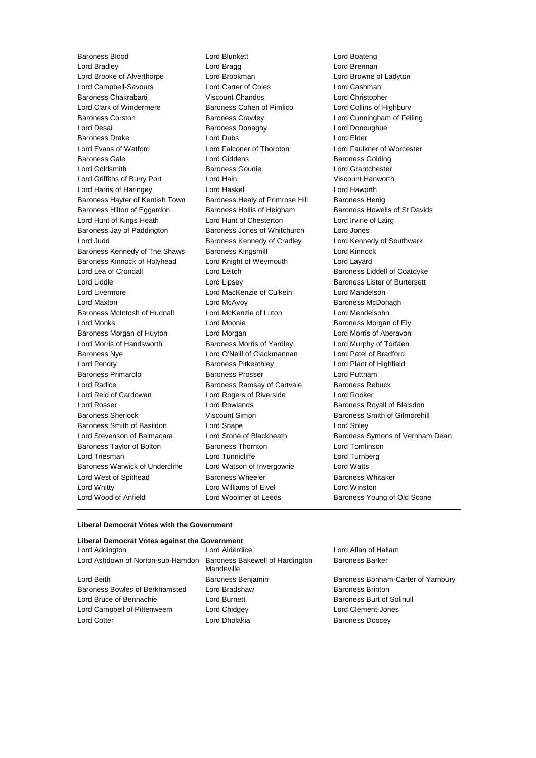Baroness Blood, Lord Blunkett, Lord Boateng, Lord Bradley, Lord Bragg, Lord Brennan, Lord Brooke of Alverthorpe, Lord Brookman, Lord Browne of Ladyton, Lord Campbell-Savours, Lord Carter of Coles, Lord Cashman, Baroness Chakrabarti, Viscount Chandos, Lord Christopher, Lord Clark of Windermere, Baroness Cohen of Pimlico, Lord Collins of Highbury, Baroness Corston, Baroness Crawley, Lord Cunningham of Felling, Lord Desai, Baroness Donaghy, Lord Donoughue, Baroness Drake, Lord Dubs, Lord Elder, Lord Evans of Watford, Lord Falconer of Thoroton, Lord Faulkner of Worcester, Baroness Gale, Lord Giddens, Baroness Golding, Lord Goldsmith, Baroness Goudie, Lord Grantchester, Lord Griffiths of Burry Port, Lord Hain, Viscount Hanworth, Lord Harris of Haringey, Lord Haskel, Lord Haworth, Baroness Hayter of Kentish Town, Baroness Healy of Primrose Hill, Baroness Henig, Baroness Hilton of Eggardon, Baroness Hollis of Heigham, Baroness Howells of St Davids, Lord Hunt of Kings Heath, Lord Hunt of Chesterton, Lord Irvine of Lairg, Baroness Jay of Paddington, Baroness Jones of Whitchurch, Lord Jones, Lord Judd, Baroness Kennedy of Cradley, Lord Kennedy of Southwark, Baroness Kennedy of The Shaws, Baroness Kingsmill, Lord Kinnock, Baroness Kinnock of Holyhead, Lord Knight of Weymouth, Lord Layard, Lord Lea of Crondall, Lord Leitch, Baroness Liddell of Coatdyke, Lord Liddle, Lord Lipsey, Baroness Lister of Burtersett, Lord Livermore, Lord MacKenzie of Culkein, Lord Mandelson, Lord Maxton, Lord McAvoy, Baroness McDonagh, Baroness McIntosh of Hudnall, Lord McKenzie of Luton, Lord Mendelsohn, Lord Monks, Lord Moonie, Baroness Morgan of Ely, Baroness Morgan of Huyton, Lord Morgan, Lord Morris of Aberavon, Lord Morris of Handsworth, Baroness Morris of Yardley, Lord Murphy of Torfaen, Baroness Nye, Lord O'Neill of Clackmannan, Lord Patel of Bradford, Lord Pendry, Baroness Pitkeathley, Lord Plant of Highfield, Baroness Primarolo, Baroness Prosser, Lord Puttnam, Lord Radice, Baroness Ramsay of Cartvale, Baroness Rebuck, Lord Reid of Cardowan, Lord Rogers of Riverside, Lord Rooker, Lord Rosser, Lord Rowlands, Baroness Royall of Blaisdon, Baroness Sherlock, Viscount Simon, Baroness Smith of Gilmorehill, Baroness Smith of Basildon, Lord Snape, Lord Soley, Lord Stevenson of Balmacara, Lord Stone of Blackheath, Baroness Symons of Vernham Dean, Baroness Taylor of Bolton, Baroness Thornton, Lord Tomlinson, Lord Triesman, Lord Tunnicliffe, Lord Turnberg, Baroness Warwick of Undercliffe, Lord Watson of Invergowrie, Lord Watts, Lord West of Spithead, Baroness Wheeler, Baroness Whitaker, Lord Whitty, Lord Williams of Elvel, Lord Winston, Lord Wood of Anfield, Lord Woolmer of Leeds, Baroness Young of Old Scone

---

**Liberal Democrat Votes with the Government**

**Liberal Democrat Votes against the Government**

Lord Addington, Lord Alderdice, Lord Allan of Hallam, Lord Ashdown of Norton-sub-Hamdon, Baroness Bakewell of Hardington Mandeville, Baroness Barker, Lord Beith, Baroness Benjamin, Baroness Bonham-Carter of Yarnbury, Baroness Bowles of Berkhamsted, Lord Bradshaw, Baroness Brinton, Lord Bruce of Bennachie, Lord Burnett, Baroness Burt of Solihull, Lord Campbell of Pittenweem, Lord Chidgey, Lord Clement-Jones, Lord Cotter, Lord Dholakia, Baroness Doocey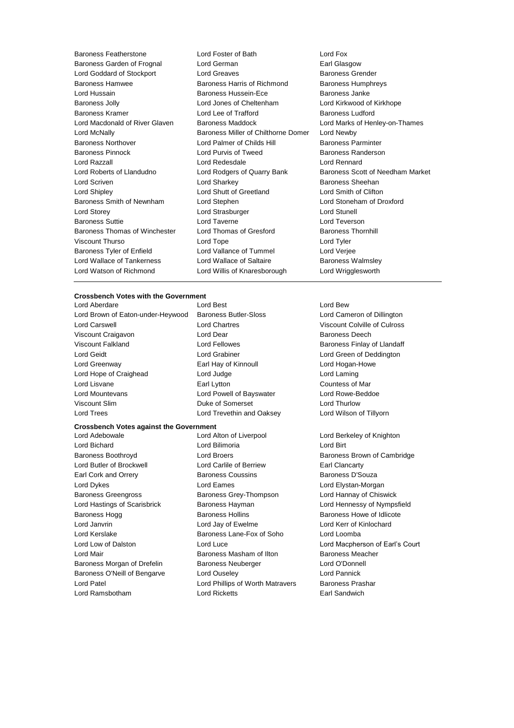Baroness Featherstone Lord Foster of Bath Lord Fox
Baroness Garden of Frognal Lord German Earl Glasgow
Lord Goddard of Stockport Lord Greaves Baroness Grender
Baroness Hamwee Baroness Harris of Richmond Baroness Humphreys
Lord Hussain Baroness Hussein-Ece Baroness Janke
Baroness Jolly Lord Jones of Cheltenham Lord Kirkwood of Kirkhope
Baroness Kramer Lord Lee of Trafford Baroness Ludford
Lord Macdonald of River Glaven Baroness Maddock Lord Marks of Henley-on-Thames
Lord McNally Baroness Miller of Chilthorne Domer Lord Newby
Baroness Northover Lord Palmer of Childs Hill Baroness Parminter
Baroness Pinnock Lord Purvis of Tweed Baroness Randerson
Lord Razzall Lord Redesdale Lord Rennard
Lord Roberts of Llandudno Lord Rodgers of Quarry Bank Baroness Scott of Needham Market
Lord Scriven Lord Sharkey Baroness Sheehan
Lord Shipley Lord Shutt of Greetland Lord Smith of Clifton
Baroness Smith of Newnham Lord Stephen Lord Stoneham of Droxford
Lord Storey Lord Strasburger Lord Stunell
Baroness Suttie Lord Taverne Lord Teverson
Baroness Thomas of Winchester Lord Thomas of Gresford Baroness Thornhill
Viscount Thurso Lord Tope Lord Tyler
Baroness Tyler of Enfield Lord Vallance of Tummel Lord Verjee
Lord Wallace of Tankerness Lord Wallace of Saltaire Baroness Walmsley
Lord Watson of Richmond Lord Willis of Knaresborough Lord Wrigglesworth

---

**Crossbench Votes with the Government**

Lord Aberdare Lord Best Lord Bew
Lord Brown of Eaton-under-Heywood Baroness Butler-Sloss Lord Cameron of Dillington
Lord Carswell Lord Chartres Viscount Colville of Culross
Viscount Craigavon Lord Dear Baroness Deech
Viscount Falkland Lord Fellowes Baroness Finlay of Llandaff
Lord Geidt Lord Grabiner Lord Green of Deddington
Lord Greenway Earl Hay of Kinnoull Lord Hogan-Howe
Lord Hope of Craighead Lord Judge Lord Laming
Lord Lisvane Earl Lytton Countess of Mar
Lord Mountevans Lord Powell of Bayswater Lord Rowe-Beddoe
Viscount Slim Duke of Somerset Lord Thurlow
Lord Trees Lord Trevethin and Oaksey Lord Wilson of Tillyorn

**Crossbench Votes against the Government**

Lord Adebowale Lord Alton of Liverpool Lord Berkeley of Knighton
Lord Bichard Lord Bilimoria Lord Birt
Baroness Boothroyd Lord Broers Baroness Brown of Cambridge
Lord Butler of Brockwell Lord Carlile of Berriew Earl Clancarty
Earl Cork and Orrery Baroness Coussins Baroness D'Souza
Lord Dykes Lord Eames Lord Elystan-Morgan
Baroness Greengross Baroness Grey-Thompson Lord Hannay of Chiswick
Lord Hastings of Scarisbrick Baroness Hayman Lord Hennessy of Nympsfield
Baroness Hogg Baroness Hollins Baroness Howe of Idlicote
Lord Janvrin Lord Jay of Ewelme Lord Kerr of Kinlochard
Lord Kerslake Baroness Lane-Fox of Soho Lord Loomba
Lord Low of Dalston Lord Luce Lord Macpherson of Earl's Court
Lord Mair Baroness Masham of Ilton Baroness Meacher
Baroness Morgan of Drefelin Baroness Neuberger Lord O'Donnell
Baroness O'Neill of Bengarve Lord Ouseley Lord Pannick
Lord Patel Lord Phillips of Worth Matravers Baroness Prashar
Lord Ramsbotham Lord Ricketts Earl Sandwich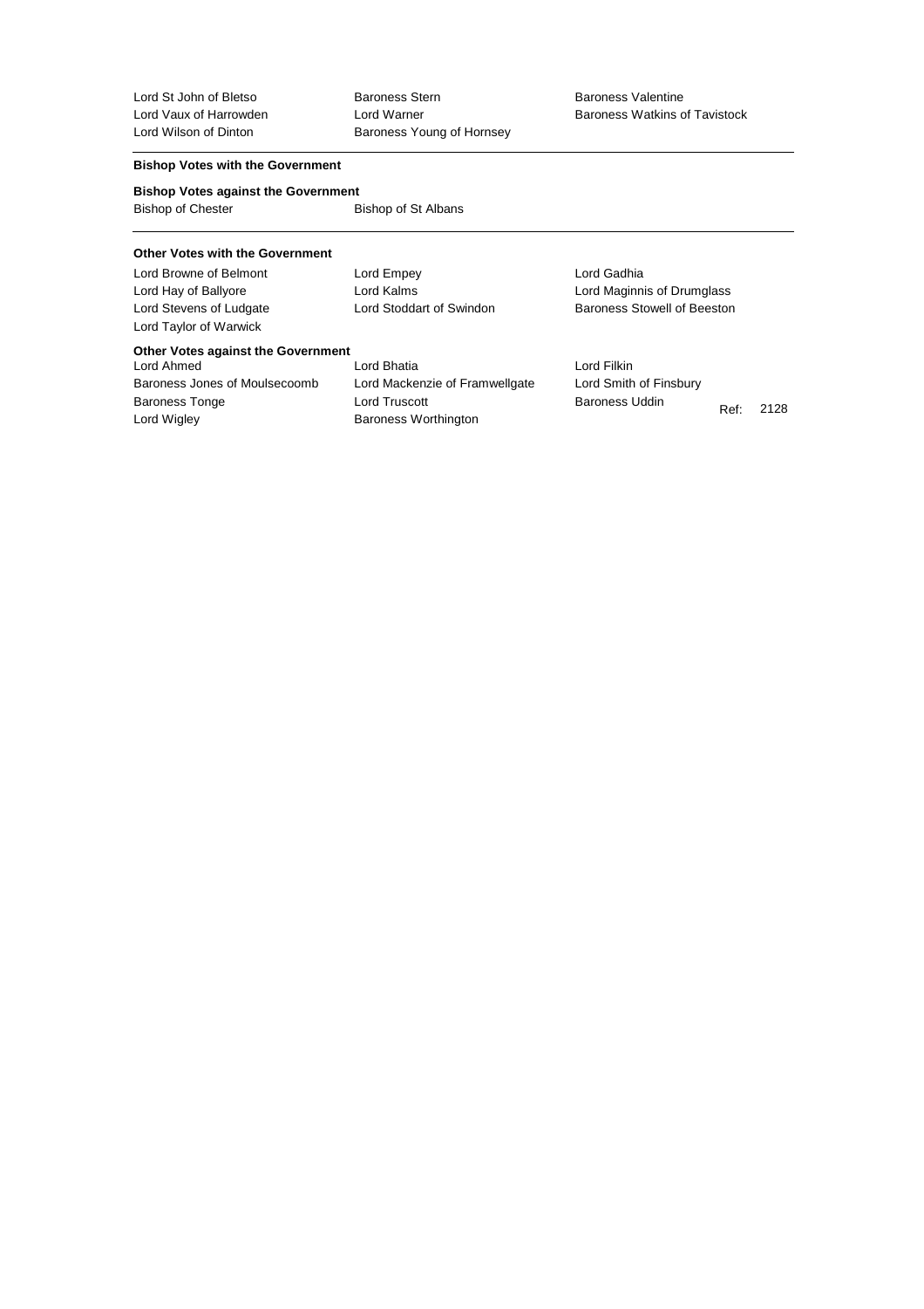| | | |
|---|---|---|
| Lord St John of Bletso | Baroness Stern | Baroness Valentine |
| Lord Vaux of Harrowden | Lord Warner | Baroness Watkins of Tavistock |
| Lord Wilson of Dinton | Baroness Young of Hornsey | |

**Bishop Votes with the Government**

**Bishop Votes against the Government**

| | |
|---|---|
| Bishop of Chester | Bishop of St Albans |

**Other Votes with the Government**

| | | |
|---|---|---|
| Lord Browne of Belmont | Lord Empey | Lord Gadhia |
| Lord Hay of Ballyore | Lord Kalms | Lord Maginnis of Drumglass |
| Lord Stevens of Ludgate | Lord Stoddart of Swindon | Baroness Stowell of Beeston |
| Lord Taylor of Warwick | | |

**Other Votes against the Government**

| | | |
|---|---|---|
| Lord Ahmed | Lord Bhatia | Lord Filkin |
| Baroness Jones of Moulsecoomb | Lord Mackenzie of Framwellgate | Lord Smith of Finsbury |
| Baroness Tonge | Lord Truscott | Baroness Uddin |
| Lord Wigley | Baroness Worthington | |

Ref: 2128